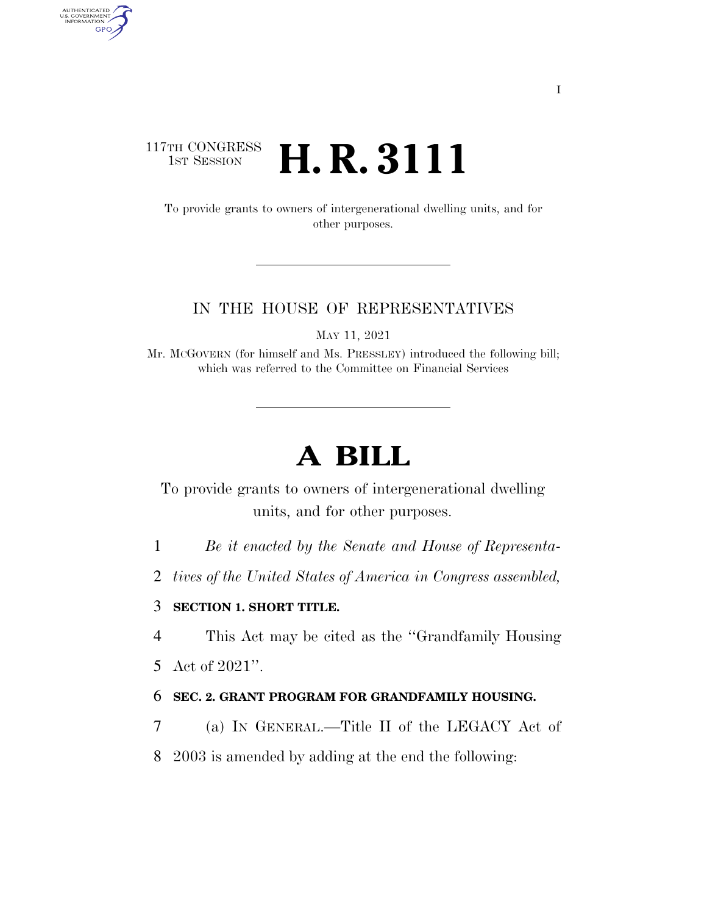117TH CONGRESS
1ST SESSION

# H. R. 3111

To provide grants to owners of intergenerational dwelling units, and for other purposes.

---

IN THE HOUSE OF REPRESENTATIVES

MAY 11, 2021

Mr. MCGOVERN (for himself and Ms. PRESSLEY) introduced the following bill; which was referred to the Committee on Financial Services

---

# A BILL

To provide grants to owners of intergenerational dwelling units, and for other purposes.

1 *Be it enacted by the Senate and House of Representa-*
2 *tives of the United States of America in Congress assembled,*

3 **SECTION 1. SHORT TITLE.**

4 This Act may be cited as the "Grandfamily Housing
5 Act of 2021".

6 **SEC. 2. GRANT PROGRAM FOR GRANDFAMILY HOUSING.**

7 (a) IN GENERAL.—Title II of the LEGACY Act of
8 2003 is amended by adding at the end the following: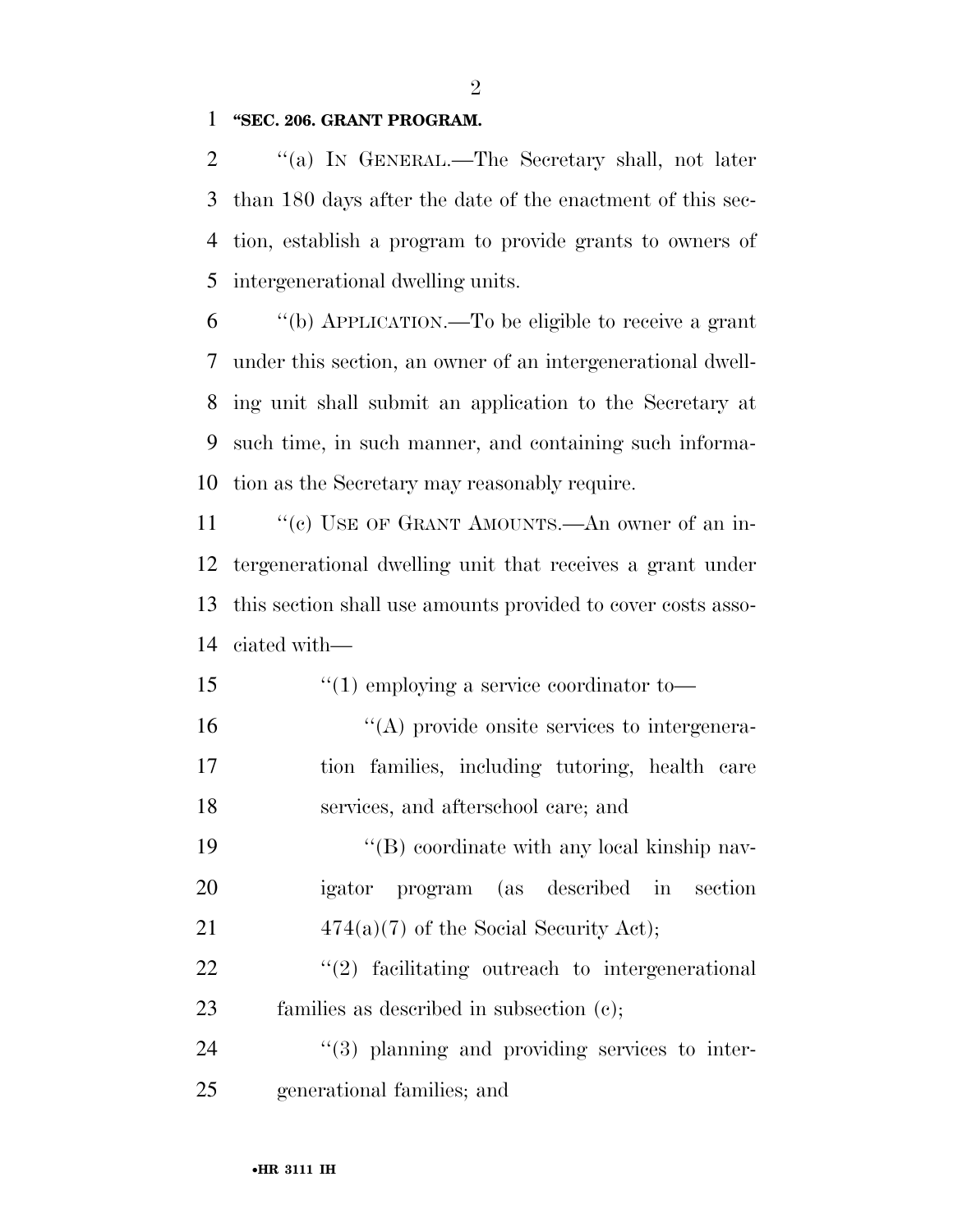**"SEC. 206. GRANT PROGRAM.**

"(a) IN GENERAL.—The Secretary shall, not later than 180 days after the date of the enactment of this section, establish a program to provide grants to owners of intergenerational dwelling units.

"(b) APPLICATION.—To be eligible to receive a grant under this section, an owner of an intergenerational dwelling unit shall submit an application to the Secretary at such time, in such manner, and containing such information as the Secretary may reasonably require.

"(c) USE OF GRANT AMOUNTS.—An owner of an intergenerational dwelling unit that receives a grant under this section shall use amounts provided to cover costs associated with—

"(1) employing a service coordinator to—

"(A) provide onsite services to intergeneration families, including tutoring, health care services, and afterschool care; and

"(B) coordinate with any local kinship navigator program (as described in section 474(a)(7) of the Social Security Act);

"(2) facilitating outreach to intergenerational families as described in subsection (e);

"(3) planning and providing services to intergenerational families; and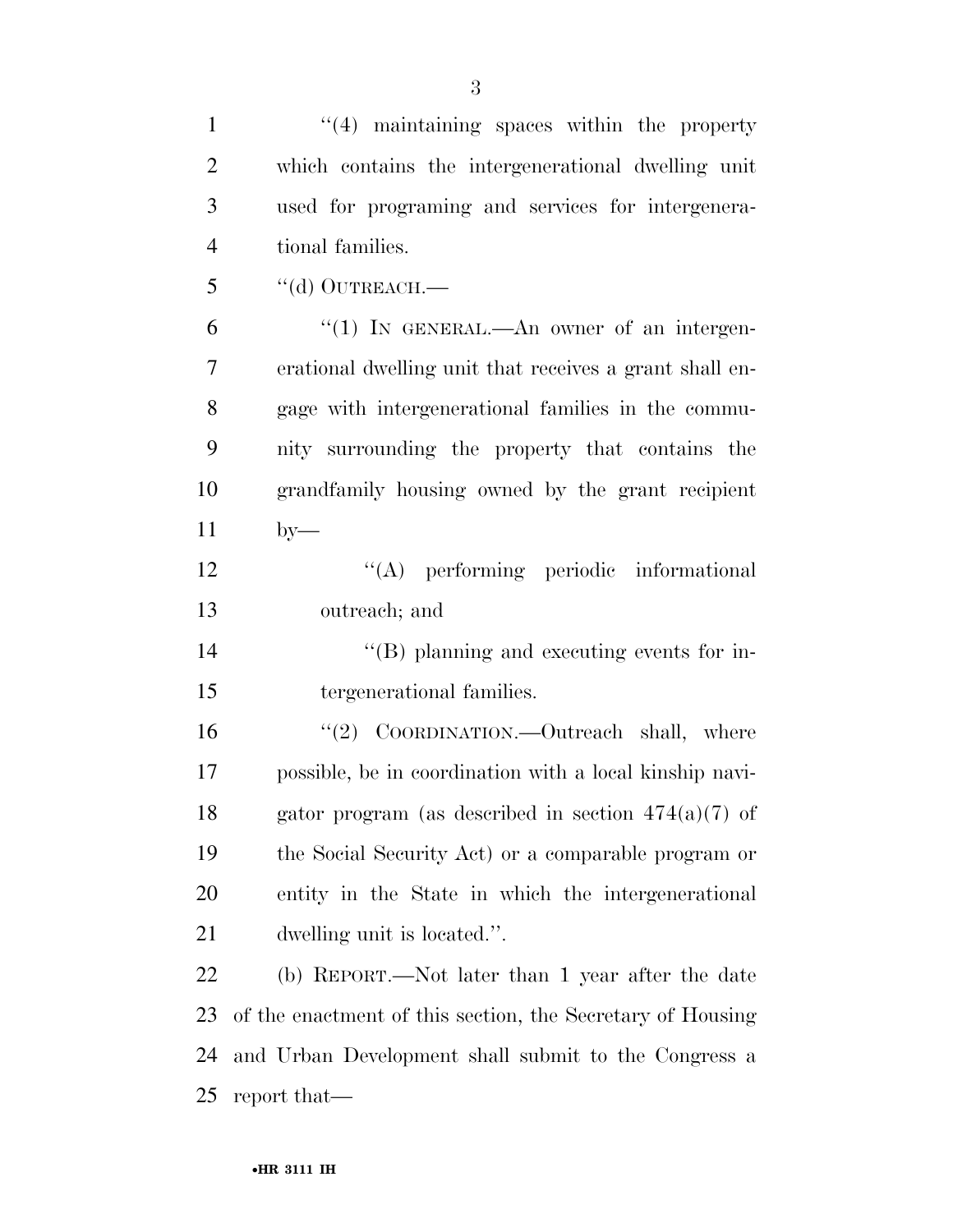''(4) maintaining spaces within the property which contains the intergenerational dwelling unit used for programing and services for intergenerational families.

''(d) OUTREACH.—

''(1) IN GENERAL.—An owner of an intergenerational dwelling unit that receives a grant shall engage with intergenerational families in the community surrounding the property that contains the grandfamily housing owned by the grant recipient by—

''(A) performing periodic informational outreach; and

''(B) planning and executing events for intergenerational families.

''(2) COORDINATION.—Outreach shall, where possible, be in coordination with a local kinship navigator program (as described in section 474(a)(7) of the Social Security Act) or a comparable program or entity in the State in which the intergenerational dwelling unit is located.''.

(b) REPORT.—Not later than 1 year after the date of the enactment of this section, the Secretary of Housing and Urban Development shall submit to the Congress a report that—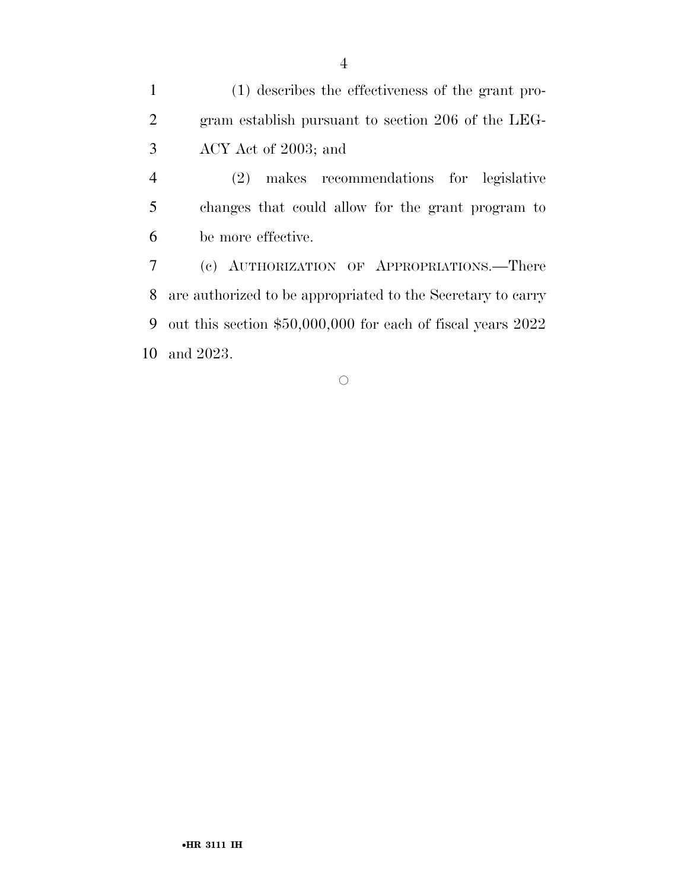(1) describes the effectiveness of the grant program establish pursuant to section 206 of the LEGACY Act of 2003; and

(2) makes recommendations for legislative changes that could allow for the grant program to be more effective.

(c) AUTHORIZATION OF APPROPRIATIONS.—There are authorized to be appropriated to the Secretary to carry out this section $50,000,000 for each of fiscal years 2022 and 2023.

○